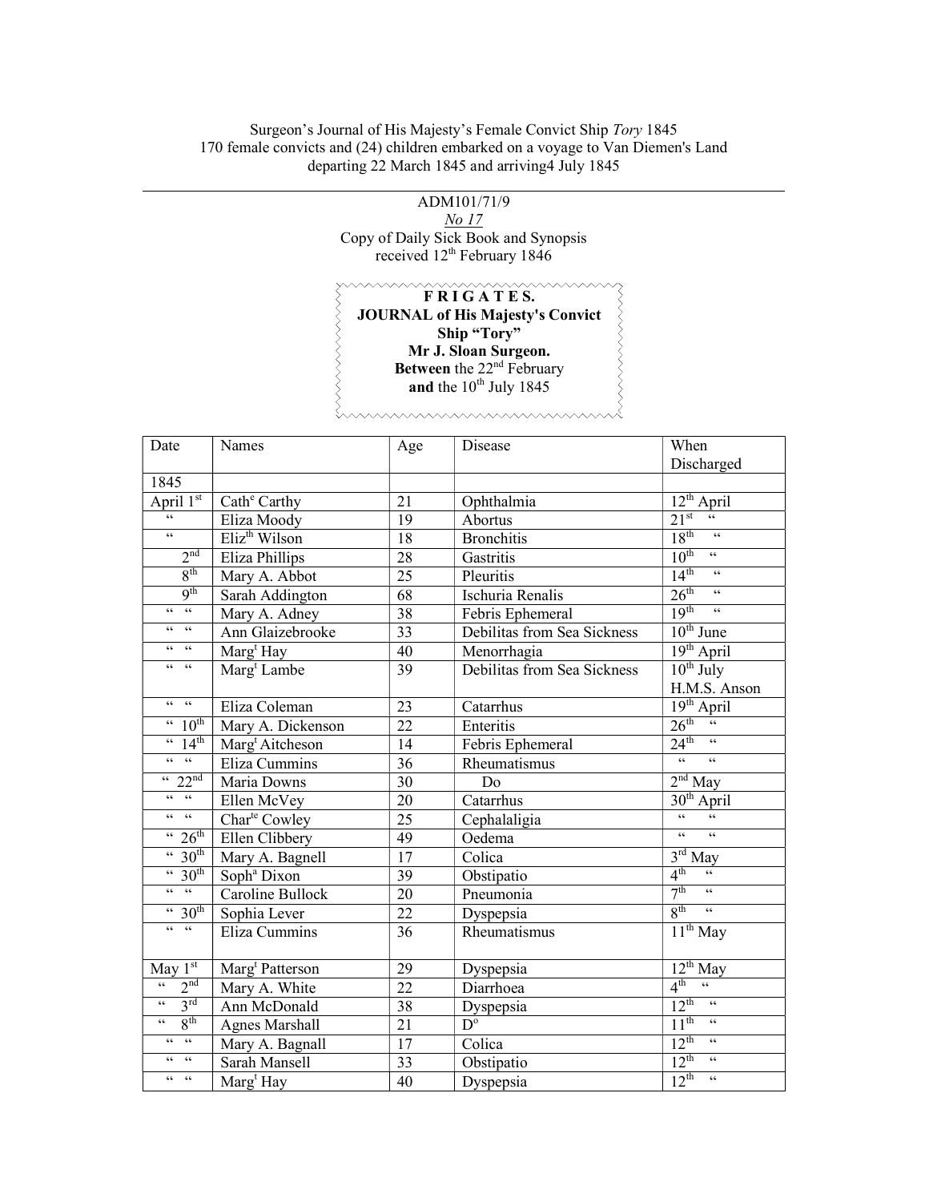Surgeon's Journal of His Majesty's Female Convict Ship *Tory* 1845
170 female convicts and (24) children embarked on a voyage to Van Diemen's Land departing 22 March 1845 and arriving4 July 1845

---

ADM101/71/9
<u>No 17</u>
Copy of Daily Sick Book and Synopsis
received 12th February 1846

**F R I G A T E S.**
**JOURNAL of His Majesty's Convict Ship "Tory"**
**Mr J. Sloan Surgeon.**
**Between** the 22nd February
**and** the 10th July 1845

| Date | Names | Age | Disease | When Discharged |
|---|---|---|---|---|
| 1845 | | | | |
| April 1st | Cathe Carthy | 21 | Ophthalmia | 12th April |
| " | Eliza Moody | 19 | Abortus | 21st " |
| " | Elizth Wilson | 18 | Bronchitis | 18th " |
| 2nd | Eliza Phillips | 28 | Gastritis | 10th " |
| 8th | Mary A. Abbot | 25 | Pleuritis | 14th " |
| 9th | Sarah Addington | 68 | Ischuria Renalis | 26th " |
| " " | Mary A. Adney | 38 | Febris Ephemeral | 19th " |
| " " | Ann Glaizebrooke | 33 | Debilitas from Sea Sickness | 10th June |
| " " | Margt Hay | 40 | Menorrhagia | 19th April |
| " " | Margt Lambe | 39 | Debilitas from Sea Sickness | 10th July H.M.S. Anson |
| " " | Eliza Coleman | 23 | Catarrhus | 19th April |
| " 10th | Mary A. Dickenson | 22 | Enteritis | 26th " |
| " 14th | Margt Aitcheson | 14 | Febris Ephemeral | 24th " |
| " " | Eliza Cummins | 36 | Rheumatismus | " " |
| " 22nd | Maria Downs | 30 | Do | 2nd May |
| " " | Ellen McVey | 20 | Catarrhus | 30th April |
| " " | Charte Cowley | 25 | Cephalaligia | " " |
| " 26th | Ellen Clibbery | 49 | Oedema | " " |
| " 30th | Mary A. Bagnell | 17 | Colica | 3rd May |
| " 30th | Sopha Dixon | 39 | Obstipatio | 4th " |
| " " | Caroline Bullock | 20 | Pneumonia | 7th " |
| " 30th | Sophia Lever | 22 | Dyspepsia | 8th " |
| " " | Eliza Cummins | 36 | Rheumatismus | 11th May |
| May 1st | Margt Patterson | 29 | Dyspepsia | 12th May |
| " 2nd | Mary A. White | 22 | Diarrhoea | 4th " |
| " 3rd | Ann McDonald | 38 | Dyspepsia | 12th " |
| " 8th | Agnes Marshall | 21 | Do | 11th " |
| " " | Mary A. Bagnall | 17 | Colica | 12th " |
| " " | Sarah Mansell | 33 | Obstipatio | 12th " |
| " " | Margt Hay | 40 | Dyspepsia | 12th " |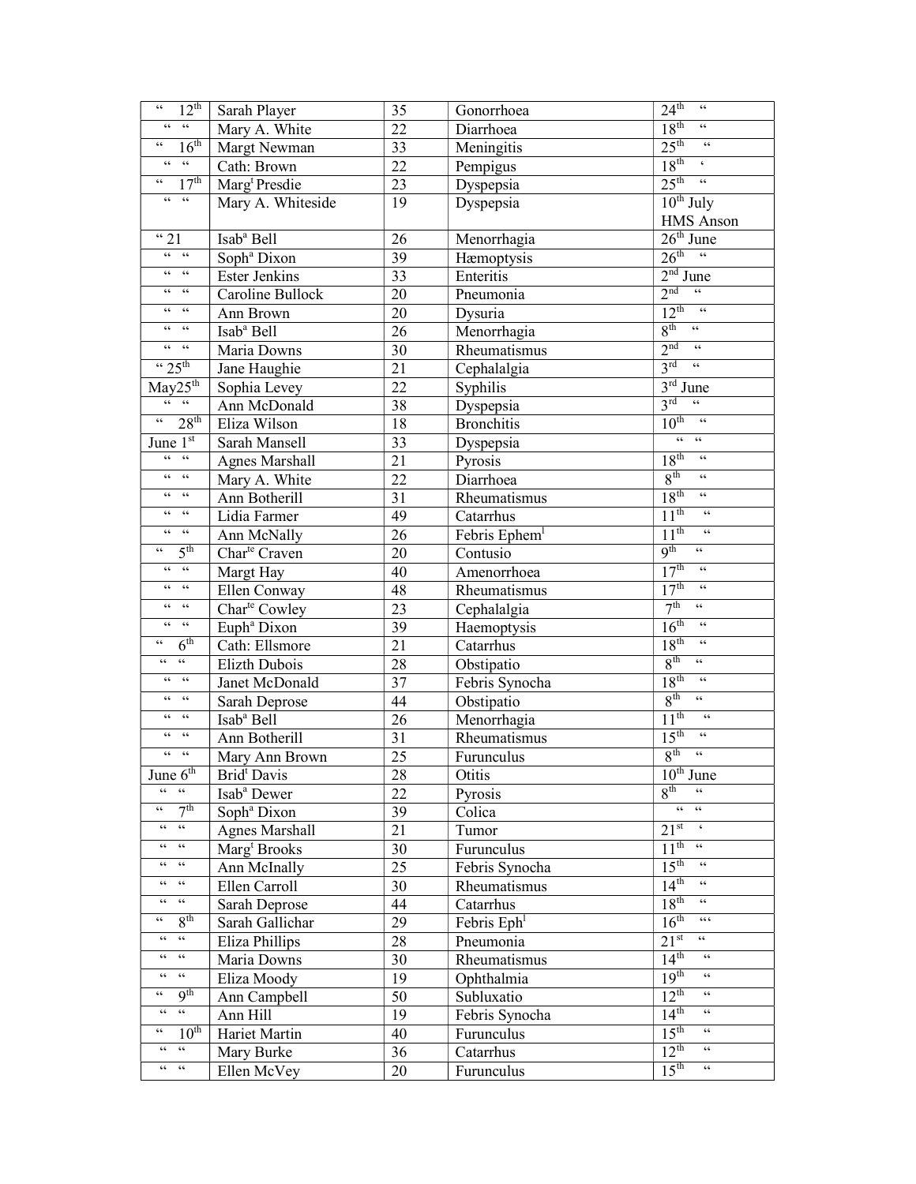| " 12th | Sarah Player | 35 | Gonorrhoea | 24th " |
|---|---|---|---|---|
| " " | Mary A. White | 22 | Diarrhoea | 18th " |
| " 16th | Margt Newman | 33 | Meningitis | 25th " |
| " " | Cath: Brown | 22 | Pempigus | 18th ' |
| " 17th | Margt Presdie | 23 | Dyspepsia | 25th " |
| " " | Mary A. Whiteside | 19 | Dyspepsia | 10th July HMS Anson |
| " 21 | Isaba Bell | 26 | Menorrhagia | 26th June |
| " " | Sopha Dixon | 39 | Hæmoptysis | 26th " |
| " " | Ester Jenkins | 33 | Enteritis | 2nd June |
| " " | Caroline Bullock | 20 | Pneumonia | 2nd " |
| " " | Ann Brown | 20 | Dysuria | 12th " |
| " " | Isaba Bell | 26 | Menorrhagia | 8th " |
| " " | Maria Downs | 30 | Rheumatismus | 2nd " |
| " 25th | Jane Haughie | 21 | Cephalalgia | 3rd " |
| May25th | Sophia Levey | 22 | Syphilis | 3rd June |
| " " | Ann McDonald | 38 | Dyspepsia | 3rd " |
| " 28th | Eliza Wilson | 18 | Bronchitis | 10th " |
| June 1st | Sarah Mansell | 33 | Dyspepsia | " " |
| " " | Agnes Marshall | 21 | Pyrosis | 18th " |
| " " | Mary A. White | 22 | Diarrhoea | 8th " |
| " " | Ann Botherill | 31 | Rheumatismus | 18th " |
| " " | Lidia Farmer | 49 | Catarrhus | 11th " |
| " " | Ann McNally | 26 | Febris Epheml | 11th " |
| " 5th | Charte Craven | 20 | Contusio | 9th " |
| " " | Margt Hay | 40 | Amenorrhoea | 17th " |
| " " | Ellen Conway | 48 | Rheumatismus | 17th " |
| " " | Charte Cowley | 23 | Cephalalgia | 7th " |
| " " | Eupha Dixon | 39 | Haemoptysis | 16th " |
| " 6th | Cath: Ellsmore | 21 | Catarrhus | 18th " |
| " " | Elizth Dubois | 28 | Obstipatio | 8th " |
| " " | Janet McDonald | 37 | Febris Synocha | 18th " |
| " " | Sarah Deprose | 44 | Obstipatio | 8th " |
| " " | Isaba Bell | 26 | Menorrhagia | 11th " |
| " " | Ann Botherill | 31 | Rheumatismus | 15th " |
| " " | Mary Ann Brown | 25 | Furunculus | 8th " |
| June 6th | Bridt Davis | 28 | Otitis | 10th June |
| " " | Isaba Dewer | 22 | Pyrosis | 8th " |
| " 7th | Sopha Dixon | 39 | Colica | " " |
| " " | Agnes Marshall | 21 | Tumor | 21st ' |
| " " | Margt Brooks | 30 | Furunculus | 11th " |
| " " | Ann McInally | 25 | Febris Synocha | 15th " |
| " " | Ellen Carroll | 30 | Rheumatismus | 14th " |
| " " | Sarah Deprose | 44 | Catarrhus | 18th " |
| " 8th | Sarah Gallichar | 29 | Febris Ephl | 16th "' |
| " " | Eliza Phillips | 28 | Pneumonia | 21st " |
| " " | Maria Downs | 30 | Rheumatismus | 14th " |
| " " | Eliza Moody | 19 | Ophthalmia | 19th " |
| " 9th | Ann Campbell | 50 | Subluxatio | 12th " |
| " " | Ann Hill | 19 | Febris Synocha | 14th " |
| " 10th | Hariet Martin | 40 | Furunculus | 15th " |
| " " | Mary Burke | 36 | Catarrhus | 12th " |
| " " | Ellen McVey | 20 | Furunculus | 15th " |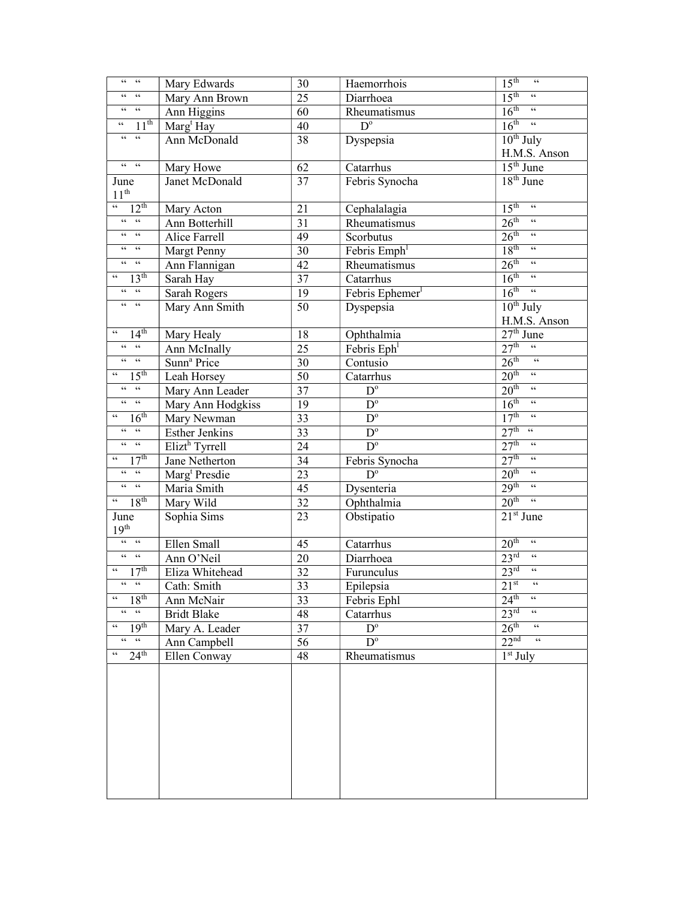| | | | | |
|---|---|---|---|---|
| " " | Mary Edwards | 30 | Haemorrhois | 15th " |
| " " | Mary Ann Brown | 25 | Diarrhoea | 15th " |
| " " | Ann Higgins | 60 | Rheumatismus | 16th " |
| " 11th | Margt Hay | 40 | Do | 16th " |
| " " | Ann McDonald | 38 | Dyspepsia | 10th July H.M.S. Anson |
| " " | Mary Howe | 62 | Catarrhus | 15th June |
| June 11th | Janet McDonald | 37 | Febris Synocha | 18th June |
| " 12th | Mary Acton | 21 | Cephalalagia | 15th " |
| " " | Ann Botterhill | 31 | Rheumatismus | 26th " |
| " " | Alice Farrell | 49 | Scorbutus | 26th " |
| " " | Margt Penny | 30 | Febris Emphl | 18th " |
| " " | Ann Flannigan | 42 | Rheumatismus | 26th " |
| " 13th | Sarah Hay | 37 | Catarrhus | 16th " |
| " " | Sarah Rogers | 19 | Febris Ephemerl | 16th " |
| " " | Mary Ann Smith | 50 | Dyspepsia | 10th July H.M.S. Anson |
| " 14th | Mary Healy | 18 | Ophthalmia | 27th June |
| " " | Ann McInally | 25 | Febris Ephl | 27th " |
| " " | Sunna Price | 30 | Contusio | 26th " |
| " 15th | Leah Horsey | 50 | Catarrhus | 20th " |
| " " | Mary Ann Leader | 37 | Do | 20th " |
| " " | Mary Ann Hodgkiss | 19 | Do | 16th " |
| " 16th | Mary Newman | 33 | Do | 17th " |
| " " | Esther Jenkins | 33 | Do | 27th " |
| " " | Elizth Tyrrell | 24 | Do | 27th " |
| " 17th | Jane Netherton | 34 | Febris Synocha | 27th " |
| " " | Margt Presdie | 23 | Do | 20th " |
| " " | Maria Smith | 45 | Dysenteria | 29th " |
| " 18th | Mary Wild | 32 | Ophthalmia | 20th " |
| June 19th | Sophia Sims | 23 | Obstipatio | 21st June |
| " " | Ellen Small | 45 | Catarrhus | 20th " |
| " " | Ann O'Neil | 20 | Diarrhoea | 23rd " |
| " 17th | Eliza Whitehead | 32 | Furunculus | 23rd " |
| " " | Cath: Smith | 33 | Epilepsia | 21st " |
| " 18th | Ann McNair | 33 | Febris Ephl | 24th " |
| " " | Bridt Blake | 48 | Catarrhus | 23rd " |
| " 19th | Mary A. Leader | 37 | Do | 26th " |
| " " | Ann Campbell | 56 | Do | 22nd " |
| " 24th | Ellen Conway | 48 | Rheumatismus | 1st July |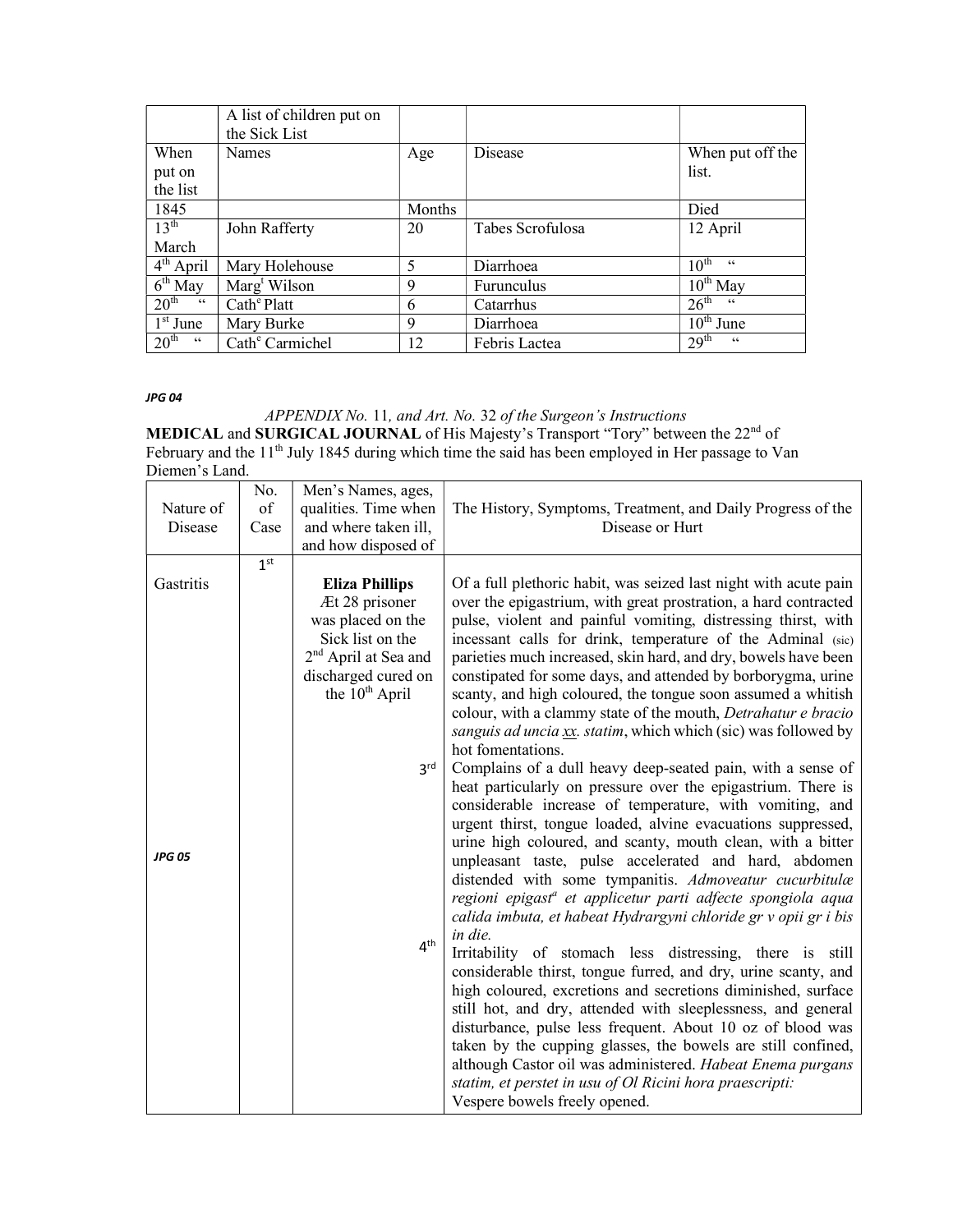| | A list of children put on the Sick List | | | |
|---|---|---|---|---|
| When put on the list | Names | Age | Disease | When put off the list. |
| 1845 | | Months | | Died |
| 13th March | John Rafferty | 20 | Tabes Scrofulosa | 12 April |
| 4th April | Mary Holehouse | 5 | Diarrhoea | 10th " |
| 6th May | Margt Wilson | 9 | Furunculus | 10th May |
| 20th " | Cathe Platt | 6 | Catarrhus | 26th " |
| 1st June | Mary Burke | 9 | Diarrhoea | 10th June |
| 20th " | Cathe Carmichel | 12 | Febris Lactea | 29th " |

***JPG 04***

*APPENDIX No.* 11*, and Art. No.* 32 *of the Surgeon's Instructions*

**MEDICAL** and **SURGICAL JOURNAL** of His Majesty's Transport "Tory" between the 22nd of February and the 11th July 1845 during which time the said has been employed in Her passage to Van Diemen's Land.

| Nature of Disease | No. of Case | Men's Names, ages, qualities. Time when and where taken ill, and how disposed of | The History, Symptoms, Treatment, and Daily Progress of the Disease or Hurt |
|---|---|---|---|
| Gastritis | 1st | **Eliza Phillips** Æt 28 prisoner was placed on the Sick list on the 2nd April at Sea and discharged cured on the 10th April | Of a full plethoric habit, was seized last night with acute pain over the epigastrium, with great prostration, a hard contracted pulse, violent and painful vomiting, distressing thirst, with incessant calls for drink, temperature of the Adminal (sic) parieties much increased, skin hard, and dry, bowels have been constipated for some days, and attended by borborygma, urine scanty, and high coloured, the tongue soon assumed a whitish colour, with a clammy state of the mouth, *Detrahatur e bracio sanguis ad uncia* <u>*xx*</u>*. statim*, which which (sic) was followed by hot fomentations. |
| | | 3rd | Complains of a dull heavy deep-seated pain, with a sense of heat particularly on pressure over the epigastrium. There is considerable increase of temperature, with vomiting, and urgent thirst, tongue loaded, alvine evacuations suppressed, urine high coloured, and scanty, mouth clean, with a bitter unpleasant taste, pulse accelerated and hard, abdomen distended with some tympanitis. *Admoveatur cucurbitulæ regioni epigast[a] et applicetur parti adfecte spongiola aqua calida imbuta, et habeat Hydrargyni chloride gr v opii gr i bis in die.* |
| ***JPG 05*** | | 4th | Irritability of stomach less distressing, there is still considerable thirst, tongue furred, and dry, urine scanty, and high coloured, excretions and secretions diminished, surface still hot, and dry, attended with sleeplessness, and general disturbance, pulse less frequent. About 10 oz of blood was taken by the cupping glasses, the bowels are still confined, although Castor oil was administered. *Habeat Enema purgans statim, et perstet in usu of Ol Ricini hora praescripti:* Vespere bowels freely opened. |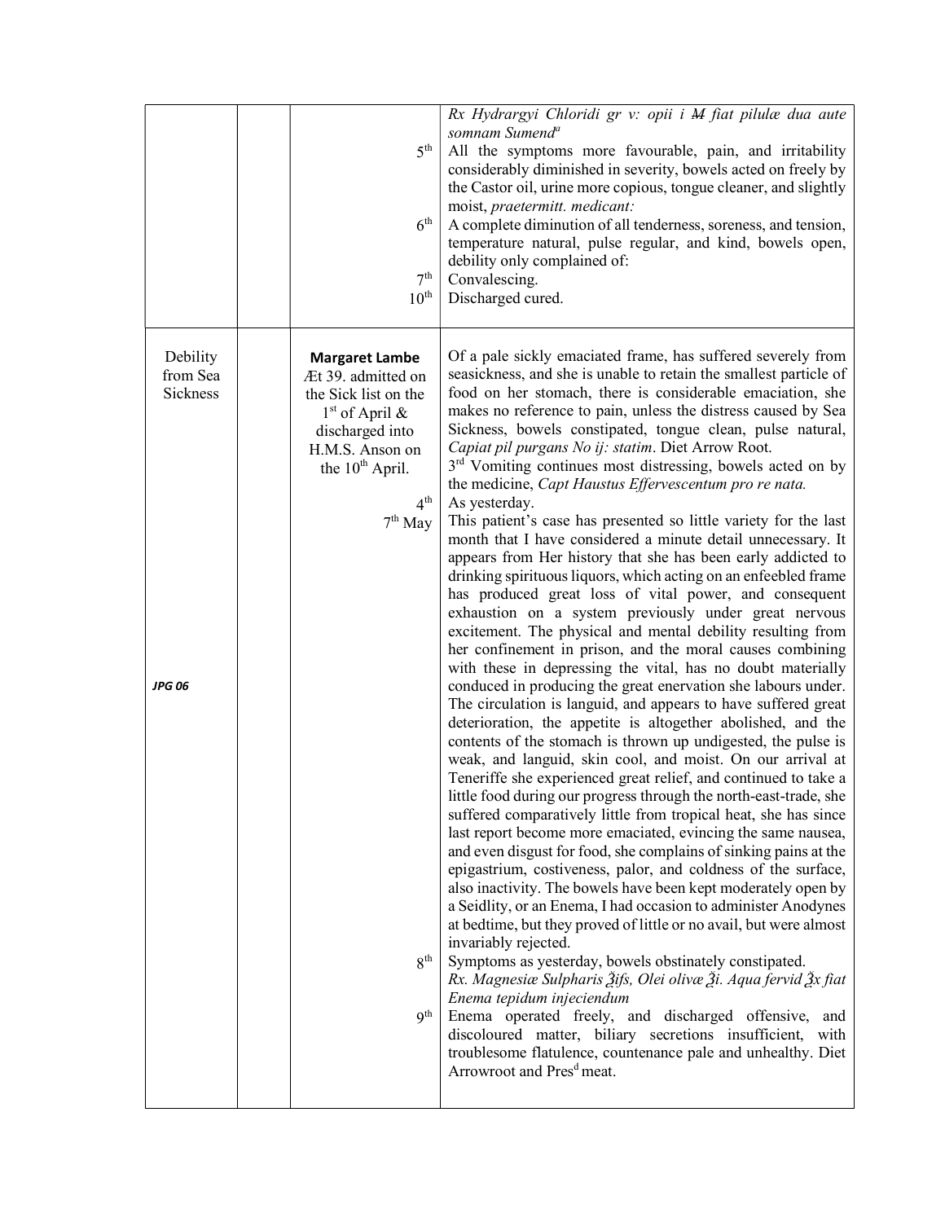| | | | |
|---|---|---|---|
| | | | *Rx Hydrargyi Chloridi gr v: opii i ~~M~~ fiat pilulæ dua aute somnam Sumend*[a] |
| | | 5th | All the symptoms more favourable, pain, and irritability considerably diminished in severity, bowels acted on freely by the Castor oil, urine more copious, tongue cleaner, and slightly moist, *praetermitt. medicant:* |
| | | 6th | A complete diminution of all tenderness, soreness, and tension, temperature natural, pulse regular, and kind, bowels open, debility only complained of: |
| | | 7th | Convalescing. |
| | | 10th | Discharged cured. |
| Debility from Sea Sickness | | **Margaret Lambe** Æt 39. admitted on the Sick list on the 1st of April & discharged into H.M.S. Anson on the 10th April. | Of a pale sickly emaciated frame, has suffered severely from seasickness, and she is unable to retain the smallest particle of food on her stomach, there is considerable emaciation, she makes no reference to pain, unless the distress caused by Sea Sickness, bowels constipated, tongue clean, pulse natural, *Capiat pil purgans No ij: statim*. Diet Arrow Root. |
| | | | 3rd Vomiting continues most distressing, bowels acted on by the medicine, *Capt Haustus Effervescentum pro re nata.* |
| | | 4th | As yesterday. |
| ***JPG 06*** | | 7th May | This patient's case has presented so little variety for the last month that I have considered a minute detail unnecessary. It appears from Her history that she has been early addicted to drinking spirituous liquors, which acting on an enfeebled frame has produced great loss of vital power, and consequent exhaustion on a system previously under great nervous excitement. The physical and mental debility resulting from her confinement in prison, and the moral causes combining with these in depressing the vital, has no doubt materially conduced in producing the great enervation she labours under. The circulation is languid, and appears to have suffered great deterioration, the appetite is altogether abolished, and the contents of the stomach is thrown up undigested, the pulse is weak, and languid, skin cool, and moist. On our arrival at Teneriffe she experienced great relief, and continued to take a little food during our progress through the north-east-trade, she suffered comparatively little from tropical heat, she has since last report become more emaciated, evincing the same nausea, and even disgust for food, she complains of sinking pains at the epigastrium, costiveness, palor, and coldness of the surface, also inactivity. The bowels have been kept moderately open by a Seidlity, or an Enema, I had occasion to administer Anodynes at bedtime, but they proved of little or no avail, but were almost invariably rejected. |
| | | 8th | Symptoms as yesterday, bowels obstinately constipated. *Rx. Magnesiæ Sulpharis ℥ifs, Olei olivæ ℥i. Aqua fervid ℥x fiat Enema tepidum injeciendum* |
| | | 9th | Enema operated freely, and discharged offensive, and discoloured matter, biliary secretions insufficient, with troublesome flatulence, countenance pale and unhealthy. Diet Arrowroot and Pres[d] meat. |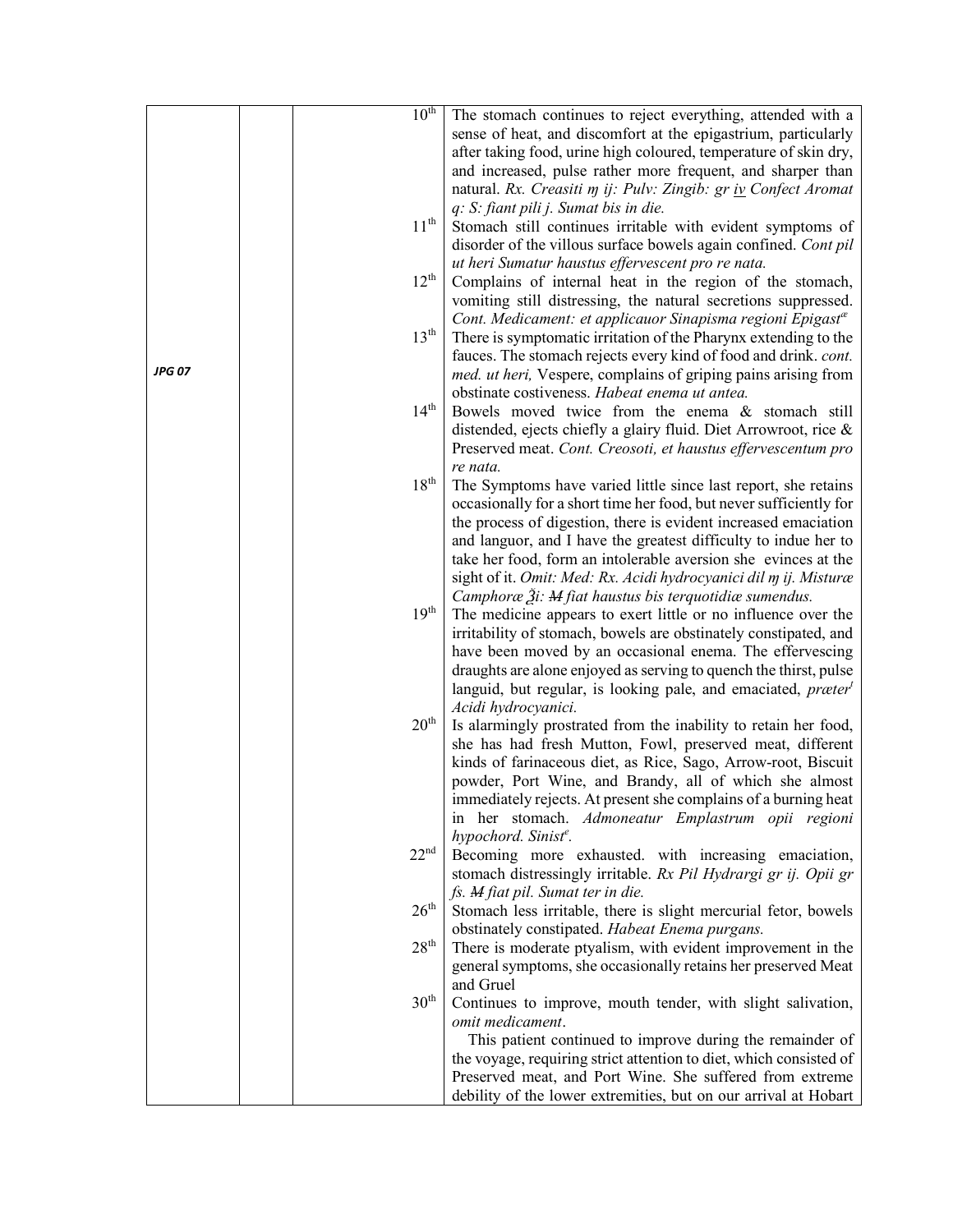| | | | | |
|---|---|---|---|---|
| ***JPG 07*** | | | 10th | The stomach continues to reject everything, attended with a sense of heat, and discomfort at the epigastrium, particularly after taking food, urine high coloured, temperature of skin dry, and increased, pulse rather more frequent, and sharper than natural. *Rx. Creasiti ɱ ij: Pulv: Zingib: gr iv Confect Aromat q: S: fiant pili j. Sumat bis in die.* |
| | | | 11th | Stomach still continues irritable with evident symptoms of disorder of the villous surface bowels again confined. *Cont pil ut heri Sumatur haustus effervescent pro re nata.* |
| | | | 12th | Complains of internal heat in the region of the stomach, vomiting still distressing, the natural secretions suppressed. *Cont. Medicament: et applicauor Sinapisma regioni Epigastæ* |
| | | | 13th | There is symptomatic irritation of the Pharynx extending to the fauces. The stomach rejects every kind of food and drink. *cont. med. ut heri,* Vespere, complains of griping pains arising from obstinate costiveness. *Habeat enema ut antea.* |
| | | | 14th | Bowels moved twice from the enema & stomach still distended, ejects chiefly a glairy fluid. Diet Arrowroot, rice & Preserved meat. *Cont. Creosoti, et haustus effervescentum pro re nata.* |
| | | | 18th | The Symptoms have varied little since last report, she retains occasionally for a short time her food, but never sufficiently for the process of digestion, there is evident increased emaciation and languor, and I have the greatest difficulty to indue her to take her food, form an intolerable aversion she evinces at the sight of it. *Omit: Med: Rx. Acidi hydrocyanici dil ɱ ij. Misturæ Camphoræ ℥i: ~~M~~ fiat haustus bis terquotidiæ sumendus.* |
| | | | 19th | The medicine appears to exert little or no influence over the irritability of stomach, bowels are obstinately constipated, and have been moved by an occasional enema. The effervescing draughts are alone enjoyed as serving to quench the thirst, pulse languid, but regular, is looking pale, and emaciated, *prætert Acidi hydrocyanici.* |
| | | | 20th | Is alarmingly prostrated from the inability to retain her food, she has had fresh Mutton, Fowl, preserved meat, different kinds of farinaceous diet, as Rice, Sago, Arrow-root, Biscuit powder, Port Wine, and Brandy, all of which she almost immediately rejects. At present she complains of a burning heat in her stomach. *Admoneatur Emplastrum opii regioni hypochord. Siniste.* |
| | | | 22nd | Becoming more exhausted. with increasing emaciation, stomach distressingly irritable. *Rx Pil Hydrargi gr ij. Opii gr fs. ~~M~~ fiat pil. Sumat ter in die.* |
| | | | 26th | Stomach less irritable, there is slight mercurial fetor, bowels obstinately constipated. *Habeat Enema purgans.* |
| | | | 28th | There is moderate ptyalism, with evident improvement in the general symptoms, she occasionally retains her preserved Meat and Gruel |
| | | | 30th | Continues to improve, mouth tender, with slight salivation, *omit medicament*.<br>This patient continued to improve during the remainder of the voyage, requiring strict attention to diet, which consisted of Preserved meat, and Port Wine. She suffered from extreme debility of the lower extremities, but on our arrival at Hobart |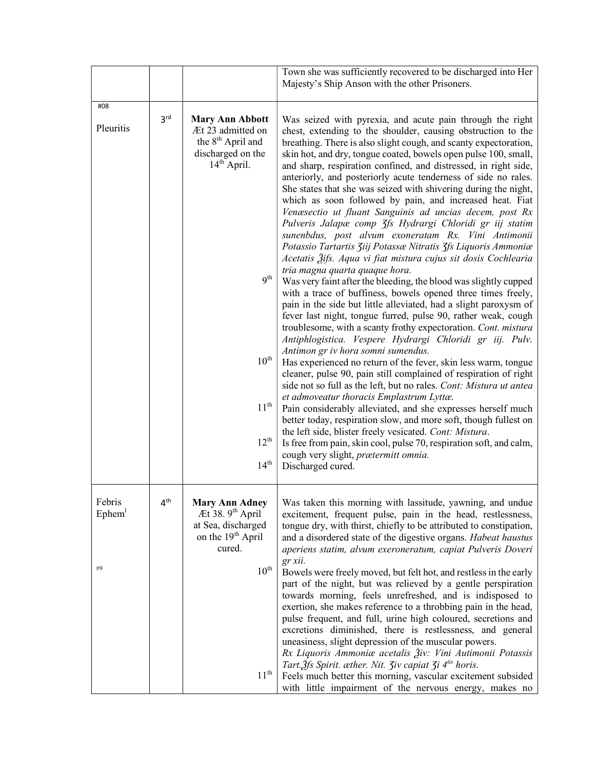| | | | |
|---|---|---|---|
| | | | Town she was sufficiently recovered to be discharged into Her Majesty's Ship Anson with the other Prisoners. |
| #08<br>Pleuritis | 3rd | **Mary Ann Abbott**<br>Æt 23 admitted on the 8th April and discharged on the 14th April. | Was seized with pyrexia, and acute pain through the right chest, extending to the shoulder, causing obstruction to the breathing. There is also slight cough, and scanty expectoration, skin hot, and dry, tongue coated, bowels open pulse 100, small, and sharp, respiration confined, and distressed, in right side, anteriorly, and posteriorly acute tenderness of side no rales. She states that she was seized with shivering during the night, which as soon followed by pain, and increased heat. Fiat *Venæsectio ut fluant Sanguinis ad uncias decem, post Rx Pulveris Jalapæ comp ʒfs Hydrargi Chloridi gr iij statim sunenbdus, post alvum exoneratam Rx. Vini Antimonii Potassio Tartartis ʒiij Potassæ Nitratis ʒfs Liquoris Ammoniæ Acetatis ℥ifs. Aqua vi fiat mistura cujus sit dosis Cochlearia tria magna quarta quaque hora.* |
| | | 9th | Was very faint after the bleeding, the blood was slightly cupped with a trace of buffiness, bowels opened three times freely, pain in the side but little alleviated, had a slight paroxysm of fever last night, tongue furred, pulse 90, rather weak, cough troublesome, with a scanty frothy expectoration. *Cont. mistura Antiphlogistica. Vespere Hydrargi Chloridi gr iij. Pulv. Antimon gr iv hora somni sumendus.* |
| | | 10th | Has experienced no return of the fever, skin less warm, tongue cleaner, pulse 90, pain still complained of respiration of right side not so full as the left, but no rales. *Cont: Mistura ut antea et admoveatur thoracis Emplastrum Lyttæ.* |
| | | 11th | Pain considerably alleviated, and she expresses herself much better today, respiration slow, and more soft, though fullest on the left side, blister freely vesicated. *Cont: Mistura*. |
| | | 12th | Is free from pain, skin cool, pulse 70, respiration soft, and calm, cough very slight, *prætermitt omnia.* |
| | | 14th | Discharged cured. |
| Febris Ephem[l]<br><br>#9 | 4th | **Mary Ann Adney**<br>Æt 38. 9th April at Sea, discharged on the 19th April cured. | Was taken this morning with lassitude, yawning, and undue excitement, frequent pulse, pain in the head, restlessness, tongue dry, with thirst, chiefly to be attributed to constipation, and a disordered state of the digestive organs. *Habeat haustus aperiens statim, alvum exeroneratum, capiat Pulveris Doveri gr xii.* |
| | | 10th | Bowels were freely moved, but felt hot, and restless in the early part of the night, but was relieved by a gentle perspiration towards morning, feels unrefreshed, and is indisposed to exertion, she makes reference to a throbbing pain in the head, pulse frequent, and full, urine high coloured, secretions and excretions diminished, there is restlessness, and general uneasiness, slight depression of the muscular powers.<br>*Rx Liquoris Ammoniæ acetalis ℥iv: Vini Autimonii Potassis Tart.℥fs Spirit. æther. Nit. ʒiv capiat ʒi 4tis horis.* |
| | | 11th | Feels much better this morning, vascular excitement subsided with little impairment of the nervous energy, makes no |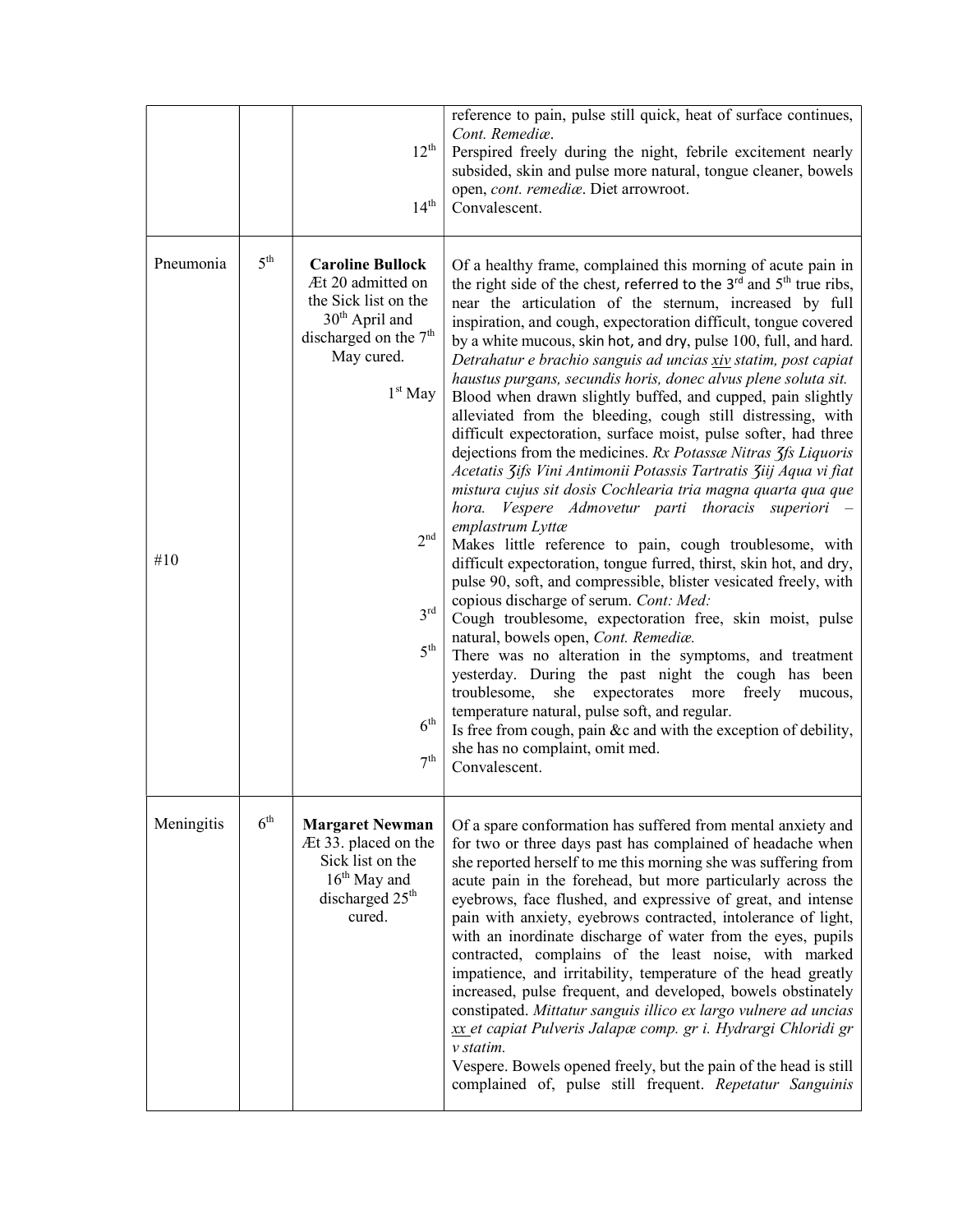| | | | |
|---|---|---|---|
| | | | reference to pain, pulse still quick, heat of surface continues, *Cont. Remediæ*. |
| | | 12th | Perspired freely during the night, febrile excitement nearly subsided, skin and pulse more natural, tongue cleaner, bowels open, *cont. remediæ*. Diet arrowroot. |
| | | 14th | Convalescent. |
| Pneumonia | 5th | **Caroline Bullock** Æt 20 admitted on the Sick list on the 30th April and discharged on the 7th May cured. | Of a healthy frame, complained this morning of acute pain in the right side of the chest, referred to the 3rd and 5th true ribs, near the articulation of the sternum, increased by full inspiration, and cough, expectoration difficult, tongue covered by a white mucous, skin hot, and dry, pulse 100, full, and hard. *Detrahatur e brachio sanguis ad uncias* <u>*xiv*</u> *statim, post capiat haustus purgans, secundis horis, donec alvus plene soluta sit.* |
| | | 1st May | Blood when drawn slightly buffed, and cupped, pain slightly alleviated from the bleeding, cough still distressing, with difficult expectoration, surface moist, pulse softer, had three dejections from the medicines. *Rx Potassæ Nitras ʒſs Liquoris Acetatis ʒiſs Vini Antimonii Potassis Tartratis ʒiij Aqua vi fiat mistura cujus sit dosis Cochlearia tria magna quarta qua que hora. Vespere Admovetur parti thoracis superiori – emplastrum Lyttæ* |
| #10 | | 2nd | Makes little reference to pain, cough troublesome, with difficult expectoration, tongue furred, thirst, skin hot, and dry, pulse 90, soft, and compressible, blister vesicated freely, with copious discharge of serum. *Cont: Med:* |
| | | 3rd | Cough troublesome, expectoration free, skin moist, pulse natural, bowels open, *Cont. Remediæ.* |
| | | 5th | There was no alteration in the symptoms, and treatment yesterday. During the past night the cough has been troublesome, she expectorates more freely mucous, temperature natural, pulse soft, and regular. |
| | | 6th | Is free from cough, pain &c and with the exception of debility, she has no complaint, omit med. |
| | | 7th | Convalescent. |
| Meningitis | 6th | **Margaret Newman** Æt 33. placed on the Sick list on the 16th May and discharged 25th cured. | Of a spare conformation has suffered from mental anxiety and for two or three days past has complained of headache when she reported herself to me this morning she was suffering from acute pain in the forehead, but more particularly across the eyebrows, face flushed, and expressive of great, and intense pain with anxiety, eyebrows contracted, intolerance of light, with an inordinate discharge of water from the eyes, pupils contracted, complains of the least noise, with marked impatience, and irritability, temperature of the head greatly increased, pulse frequent, and developed, bowels obstinately constipated. *Mittatur sanguis illico ex largo vulnere ad uncias* <u>*xx*</u> *et capiat Pulveris Jalapæ comp. gr i. Hydrargi Chloridi gr v statim.* Vespere. Bowels opened freely, but the pain of the head is still complained of, pulse still frequent. *Repetatur Sanguinis* |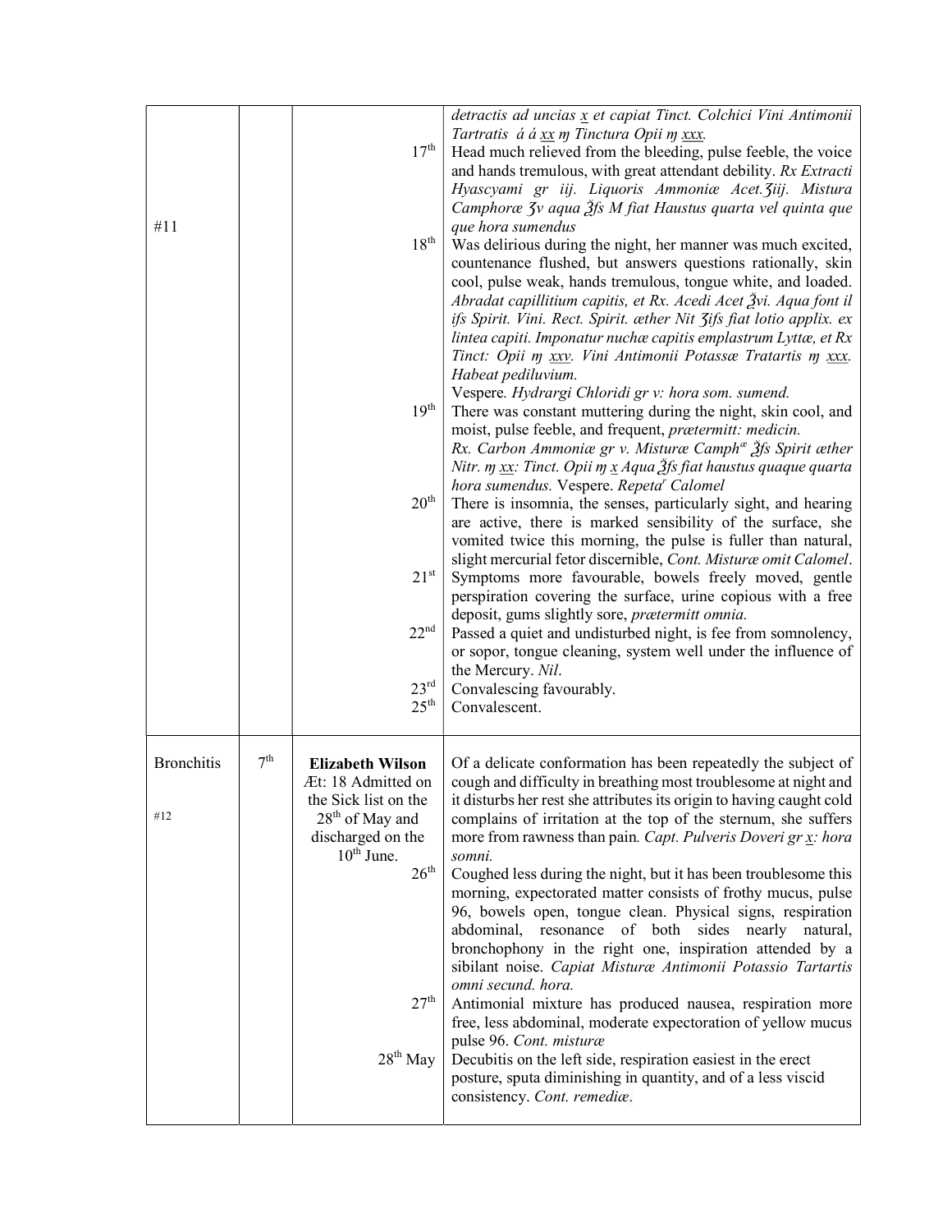| | | | |
|---|---|---|---|
| #11 | | 17th<br><br><br><br><br>18th<br><br><br><br><br><br><br><br><br>19th<br><br><br><br><br>20th<br><br><br><br>21st<br><br><br>22nd<br><br><br>23rd<br>25th | *detractis ad uncias x et capiat Tinct. Colchici Vini Antimonii Tartratis á á xx ɱ Tinctura Opii ɱ xxx.*<br>Head much relieved from the bleeding, pulse feeble, the voice and hands tremulous, with great attendant debility. *Rx Extracti Hyascyami gr iij. Liquoris Ammoniæ Acet.ʒiij. Mistura Camphoræ ʒv aqua ℥fs M fiat Haustus quarta vel quinta que que hora sumendus*<br>Was delirious during the night, her manner was much excited, countenance flushed, but answers questions rationally, skin cool, pulse weak, hands tremulous, tongue white, and loaded. *Abradat capillitium capitis, et Rx. Acedi Acet ℥vi. Aqua font il ifs Spirit. Vini. Rect. Spirit. æther Nit ʒifs fiat lotio applix. ex lintea capiti. Imponatur nuchæ capitis emplastrum Lyttæ, et Rx Tinct: Opii ɱ xxv. Vini Antimonii Potassæ Tratartis ɱ xxx. Habeat pediluvium.*<br>Vespere. *Hydrargi Chloridi gr v: hora som. sumend.*<br>There was constant muttering during the night, skin cool, and moist, pulse feeble, and frequent, *prætermitt: medicin. Rx. Carbon Ammoniæ gr v. Misturæ Camphæ ℥fs Spirit æther Nitr. ɱ xx: Tinct. Opii ɱ x Aqua ℥fs fiat haustus quaque quarta hora sumendus.* Vespere. *Repetar Calomel*<br>There is insomnia, the senses, particularly sight, and hearing are active, there is marked sensibility of the surface, she vomited twice this morning, the pulse is fuller than natural, slight mercurial fetor discernible, *Cont. Misturæ omit Calomel*.<br>Symptoms more favourable, bowels freely moved, gentle perspiration covering the surface, urine copious with a free deposit, gums slightly sore, *prætermitt omnia.*<br>Passed a quiet and undisturbed night, is fee from somnolency, or sopor, tongue cleaning, system well under the influence of the Mercury. *Nil*.<br>Convalescing favourably.<br>Convalescent. |
| Bronchitis<br><br>#12 | 7th | **Elizabeth Wilson**<br>Æt: 18 Admitted on the Sick list on the 28th of May and discharged on the 10th June.<br>26th<br><br><br><br><br><br>27th<br><br><br>28th May | Of a delicate conformation has been repeatedly the subject of cough and difficulty in breathing most troublesome at night and it disturbs her rest she attributes its origin to having caught cold complains of irritation at the top of the sternum, she suffers more from rawness than pain. *Capt. Pulveris Doveri gr x: hora somni.*<br>Coughed less during the night, but it has been troublesome this morning, expectorated matter consists of frothy mucus, pulse 96, bowels open, tongue clean. Physical signs, respiration abdominal, resonance of both sides nearly natural, bronchophony in the right one, inspiration attended by a sibilant noise. *Capiat Misturæ Antimonii Potassio Tartartis omni secund. hora.*<br>Antimonial mixture has produced nausea, respiration more free, less abdominal, moderate expectoration of yellow mucus pulse 96. *Cont. misturæ*<br>Decubitis on the left side, respiration easiest in the erect posture, sputa diminishing in quantity, and of a less viscid consistency. *Cont. remediæ*. |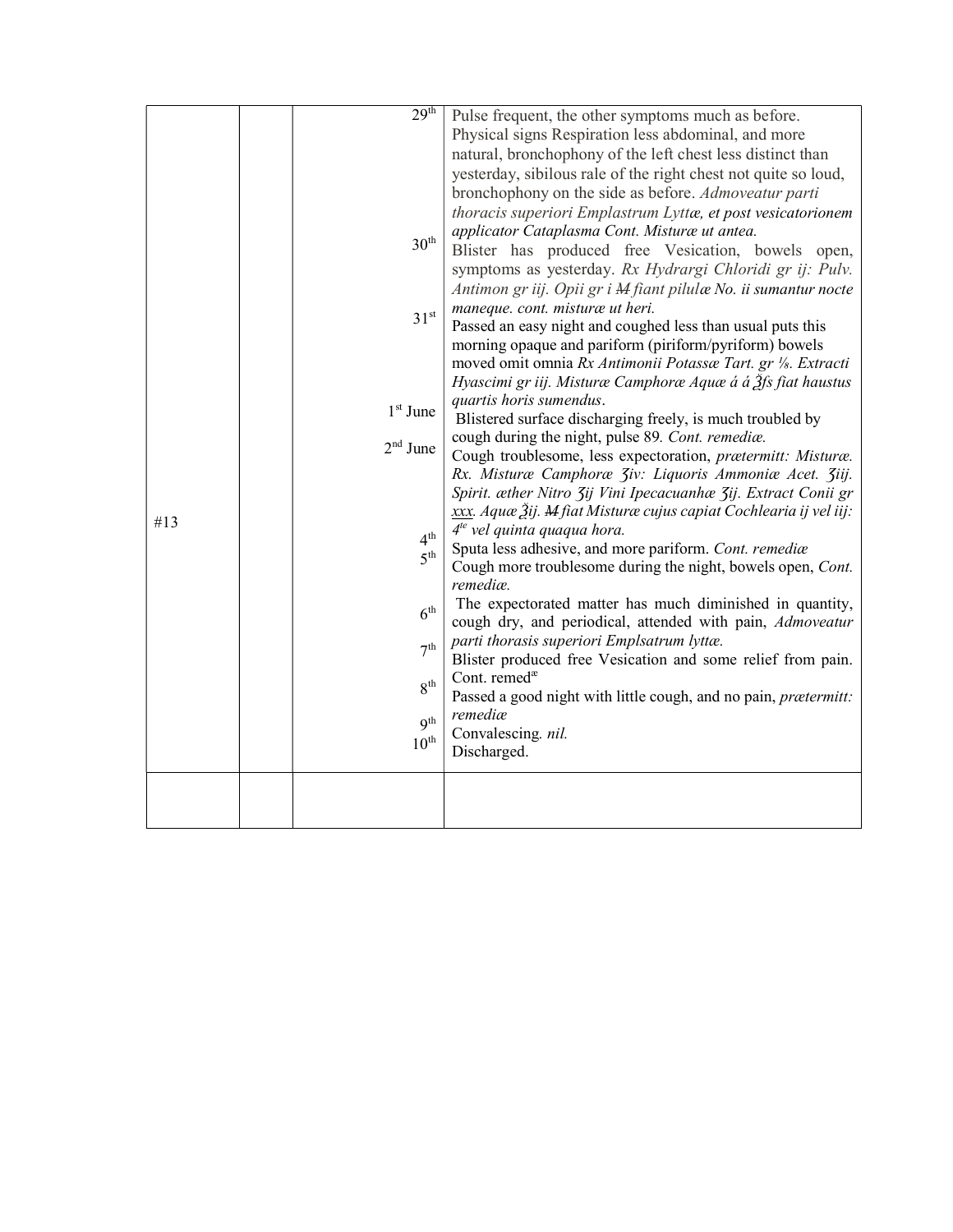| | | | |
|---|---|---|---|
| #13 | | 29th<br>30th<br>31st<br>1st June<br>2nd June<br>4th<br>5th<br>6th<br>7th<br>8th<br>9th<br>10th | Pulse frequent, the other symptoms much as before. Physical signs Respiration less abdominal, and more natural, bronchophony of the left chest less distinct than yesterday, sibilous rale of the right chest not quite so loud, bronchophony on the side as before. *Admoveatur parti thoracis superiori Emplastrum Lyttæ, et post vesicatorionem applicator Cataplasma Cont. Misturæ ut antea.*<br>Blister has produced free Vesication, bowels open, symptoms as yesterday. *Rx Hydrargi Chloridi gr ij: Pulv. Antimon gr iij. Opii gr i ~~M~~ fiant pilulæ No. ii sumantur nocte maneque. cont. misturæ ut heri.*<br>Passed an easy night and coughed less than usual puts this morning opaque and pariform (piriform/pyriform) bowels moved omit omnia *Rx Antimonii Potassæ Tart. gr ⅛. Extracti Hyascimi gr iij. Misturæ Camphoræ Aquæ á á ℥fs fiat haustus quartis horis sumendus*.<br>Blistered surface discharging freely, is much troubled by cough during the night, pulse 89. *Cont. remediæ.*<br>Cough troublesome, less expectoration, *prætermitt: Misturæ. Rx. Misturæ Camphoræ ʒiv: Liquoris Ammoniæ Acet. ʒiij. Spirit. æther Nitro ʒij Vini Ipecacuanhæ ʒij. Extract Conii gr xxx. Aquæ ℥ij. ~~M~~ fiat Misturæ cujus capiat Cochlearia ij vel iij: 4te vel quinta quaqua hora.*<br>Sputa less adhesive, and more pariform. *Cont. remediæ*<br>Cough more troublesome during the night, bowels open, *Cont. remediæ.*<br>The expectorated matter has much diminished in quantity, cough dry, and periodical, attended with pain, *Admoveatur parti thorasis superiori Emplsatrum lyttæ.*<br>Blister produced free Vesication and some relief from pain. Cont. remedæ<br>Passed a good night with little cough, and no pain, *prætermitt: remediæ*<br>Convalescing. *nil.*<br>Discharged. |
| | | | |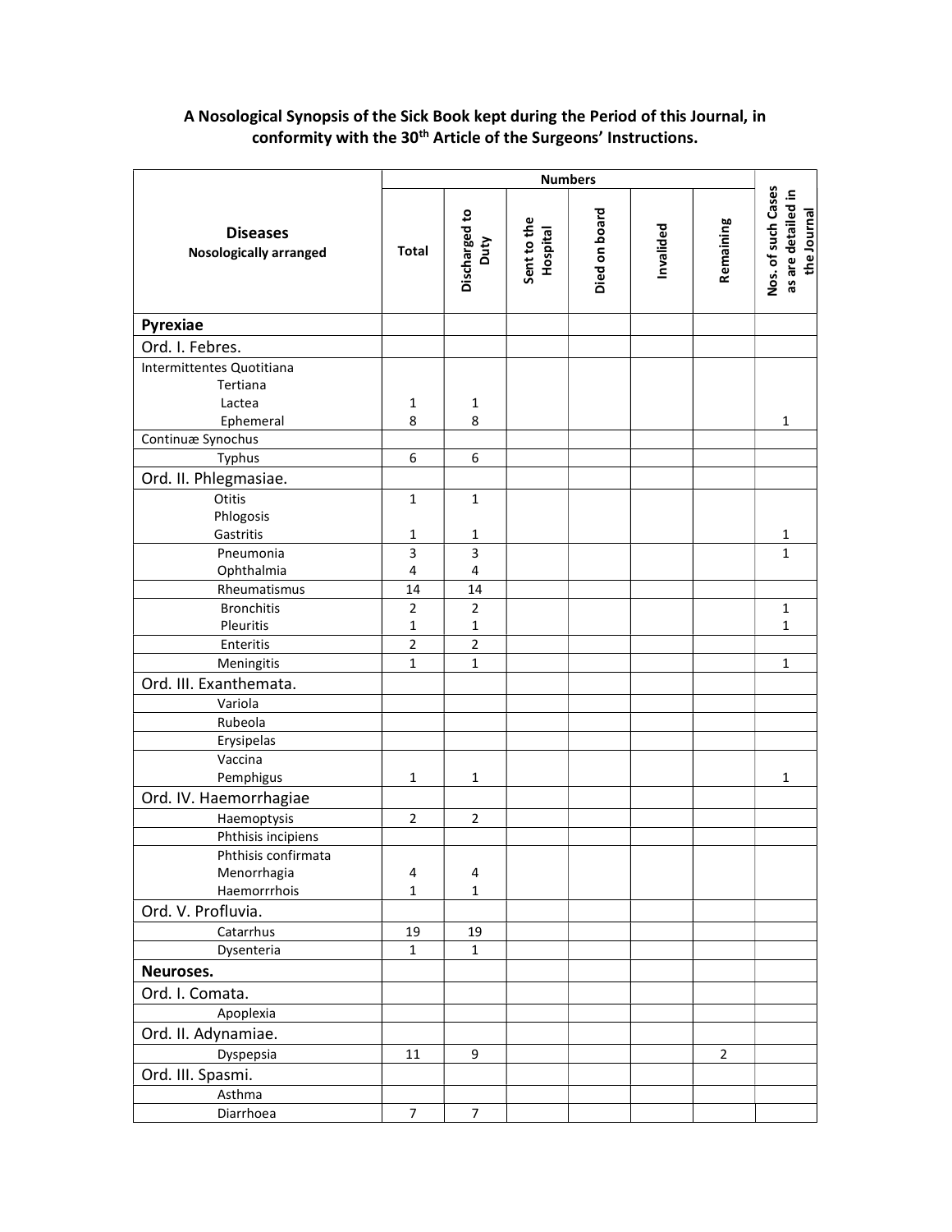**A Nosological Synopsis of the Sick Book kept during the Period of this Journal, in conformity with the 30th Article of the Surgeons' Instructions.**

| Diseases Nosologically arranged | Numbers | | | | | | Nos. of such Cases as are detailed in the Journal |
|---|---|---|---|---|---|---|---|
| | Total | Discharged to Duty | Sent to the Hospital | Died on board | Invalided | Remaining | |
| **Pyrexiae** | | | | | | | |
| Ord. I. Febres. | | | | | | | |
| Intermittentes Quotitiana | | | | | | | |
| Tertiana | | | | | | | |
| Lactea | 1 | 1 | | | | | |
| Ephemeral | 8 | 8 | | | | | 1 |
| Continuæ Synochus | | | | | | | |
| Typhus | 6 | 6 | | | | | |
| Ord. II. Phlegmasiae. | | | | | | | |
| Otitis | 1 | 1 | | | | | |
| Phlogosis | | | | | | | |
| Gastritis | 1 | 1 | | | | | 1 |
| Pneumonia | 3 | 3 | | | | | 1 |
| Ophthalmia | 4 | 4 | | | | | |
| Rheumatismus | 14 | 14 | | | | | |
| Bronchitis | 2 | 2 | | | | | 1 |
| Pleuritis | 1 | 1 | | | | | 1 |
| Enteritis | 2 | 2 | | | | | |
| Meningitis | 1 | 1 | | | | | 1 |
| Ord. III. Exanthemata. | | | | | | | |
| Variola | | | | | | | |
| Rubeola | | | | | | | |
| Erysipelas | | | | | | | |
| Vaccina | | | | | | | |
| Pemphigus | 1 | 1 | | | | | 1 |
| Ord. IV. Haemorrhagiae | | | | | | | |
| Haemoptysis | 2 | 2 | | | | | |
| Phthisis incipiens | | | | | | | |
| Phthisis confirmata | | | | | | | |
| Menorrhagia | 4 | 4 | | | | | |
| Haemorrrhois | 1 | 1 | | | | | |
| Ord. V. Profluvia. | | | | | | | |
| Catarrhus | 19 | 19 | | | | | |
| Dysenteria | 1 | 1 | | | | | |
| **Neuroses.** | | | | | | | |
| Ord. I. Comata. | | | | | | | |
| Apoplexia | | | | | | | |
| Ord. II. Adynamiae. | | | | | | | |
| Dyspepsia | 11 | 9 | | | | 2 | |
| Ord. III. Spasmi. | | | | | | | |
| Asthma | | | | | | | |
| Diarrhoea | 7 | 7 | | | | | |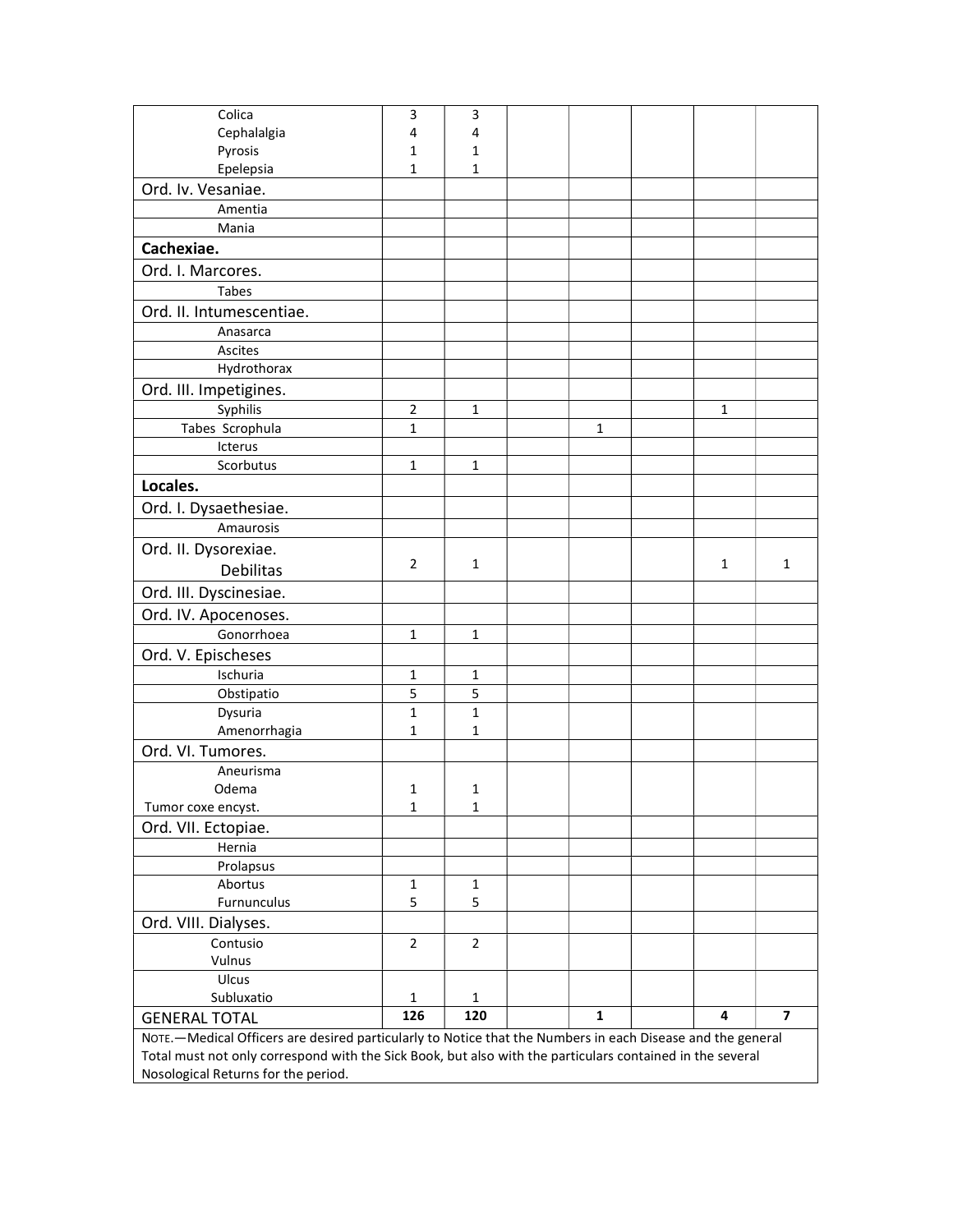| | | | | | | | |
|---|---|---|---|---|---|---|---|
| Colica | 3 | 3 | | | | | |
| Cephalalgia | 4 | 4 | | | | | |
| Pyrosis | 1 | 1 | | | | | |
| Epelepsia | 1 | 1 | | | | | |
| Ord. Iv. Vesaniae. | | | | | | | |
| Amentia | | | | | | | |
| Mania | | | | | | | |
| **Cachexiae.** | | | | | | | |
| Ord. I. Marcores. | | | | | | | |
| Tabes | | | | | | | |
| Ord. II. Intumescentiae. | | | | | | | |
| Anasarca | | | | | | | |
| Ascites | | | | | | | |
| Hydrothorax | | | | | | | |
| Ord. III. Impetigines. | | | | | | | |
| Syphilis | 2 | 1 | | | | 1 | |
| Tabes Scrophula | 1 | | | 1 | | | |
| Icterus | | | | | | | |
| Scorbutus | 1 | 1 | | | | | |
| **Locales.** | | | | | | | |
| Ord. I. Dysaethesiae. | | | | | | | |
| Amaurosis | | | | | | | |
| Ord. II. Dysorexiae. Debilitas | 2 | 1 | | | | 1 | 1 |
| Ord. III. Dyscinesiae. | | | | | | | |
| Ord. IV. Apocenoses. | | | | | | | |
| Gonorrhoea | 1 | 1 | | | | | |
| Ord. V. Epischeses | | | | | | | |
| Ischuria | 1 | 1 | | | | | |
| Obstipatio | 5 | 5 | | | | | |
| Dysuria | 1 | 1 | | | | | |
| Amenorrhagia | 1 | 1 | | | | | |
| Ord. VI. Tumores. | | | | | | | |
| Aneurisma | | | | | | | |
| Odema | 1 | 1 | | | | | |
| Tumor coxe encyst. | 1 | 1 | | | | | |
| Ord. VII. Ectopiae. | | | | | | | |
| Hernia | | | | | | | |
| Prolapsus | | | | | | | |
| Abortus | 1 | 1 | | | | | |
| Furnunculus | 5 | 5 | | | | | |
| Ord. VIII. Dialyses. | | | | | | | |
| Contusio | 2 | 2 | | | | | |
| Vulnus | | | | | | | |
| Ulcus | | | | | | | |
| Subluxatio | 1 | 1 | | | | | |
| GENERAL TOTAL | **126** | **120** | | **1** | | **4** | **7** |

NOTE.—Medical Officers are desired particularly to Notice that the Numbers in each Disease and the general Total must not only correspond with the Sick Book, but also with the particulars contained in the several Nosological Returns for the period.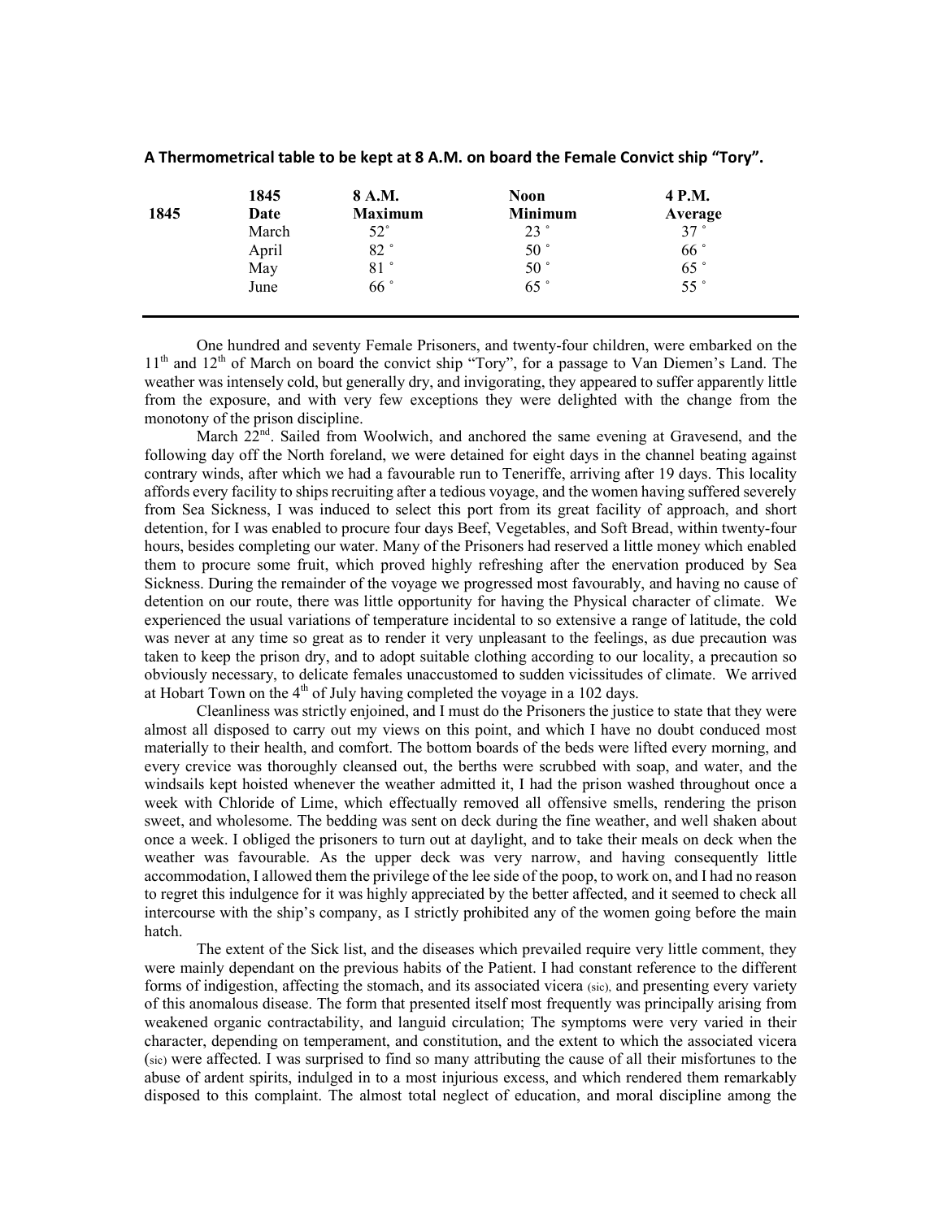**A Thermometrical table to be kept at 8 A.M. on board the Female Convict ship "Tory".**

| 1845 | 1845 Date | 8 A.M. Maximum | Noon Minimum | 4 P.M. Average |
|---|---|---|---|---|
| | March | 52˚ | 23 ˚ | 37 ˚ |
| | April | 82 ˚ | 50 ˚ | 66 ˚ |
| | May | 81 ˚ | 50 ˚ | 65 ˚ |
| | June | 66 ˚ | 65 ˚ | 55 ˚ |

One hundred and seventy Female Prisoners, and twenty-four children, were embarked on the 11th and 12th of March on board the convict ship "Tory", for a passage to Van Diemen's Land. The weather was intensely cold, but generally dry, and invigorating, they appeared to suffer apparently little from the exposure, and with very few exceptions they were delighted with the change from the monotony of the prison discipline.

March 22nd. Sailed from Woolwich, and anchored the same evening at Gravesend, and the following day off the North foreland, we were detained for eight days in the channel beating against contrary winds, after which we had a favourable run to Teneriffe, arriving after 19 days. This locality affords every facility to ships recruiting after a tedious voyage, and the women having suffered severely from Sea Sickness, I was induced to select this port from its great facility of approach, and short detention, for I was enabled to procure four days Beef, Vegetables, and Soft Bread, within twenty-four hours, besides completing our water. Many of the Prisoners had reserved a little money which enabled them to procure some fruit, which proved highly refreshing after the enervation produced by Sea Sickness. During the remainder of the voyage we progressed most favourably, and having no cause of detention on our route, there was little opportunity for having the Physical character of climate. We experienced the usual variations of temperature incidental to so extensive a range of latitude, the cold was never at any time so great as to render it very unpleasant to the feelings, as due precaution was taken to keep the prison dry, and to adopt suitable clothing according to our locality, a precaution so obviously necessary, to delicate females unaccustomed to sudden vicissitudes of climate. We arrived at Hobart Town on the 4th of July having completed the voyage in a 102 days.

Cleanliness was strictly enjoined, and I must do the Prisoners the justice to state that they were almost all disposed to carry out my views on this point, and which I have no doubt conduced most materially to their health, and comfort. The bottom boards of the beds were lifted every morning, and every crevice was thoroughly cleansed out, the berths were scrubbed with soap, and water, and the windsails kept hoisted whenever the weather admitted it, I had the prison washed throughout once a week with Chloride of Lime, which effectually removed all offensive smells, rendering the prison sweet, and wholesome. The bedding was sent on deck during the fine weather, and well shaken about once a week. I obliged the prisoners to turn out at daylight, and to take their meals on deck when the weather was favourable. As the upper deck was very narrow, and having consequently little accommodation, I allowed them the privilege of the lee side of the poop, to work on, and I had no reason to regret this indulgence for it was highly appreciated by the better affected, and it seemed to check all intercourse with the ship's company, as I strictly prohibited any of the women going before the main hatch.

The extent of the Sick list, and the diseases which prevailed require very little comment, they were mainly dependant on the previous habits of the Patient. I had constant reference to the different forms of indigestion, affecting the stomach, and its associated vicera (sic), and presenting every variety of this anomalous disease. The form that presented itself most frequently was principally arising from weakened organic contractability, and languid circulation; The symptoms were very varied in their character, depending on temperament, and constitution, and the extent to which the associated vicera (sic) were affected. I was surprised to find so many attributing the cause of all their misfortunes to the abuse of ardent spirits, indulged in to a most injurious excess, and which rendered them remarkably disposed to this complaint. The almost total neglect of education, and moral discipline among the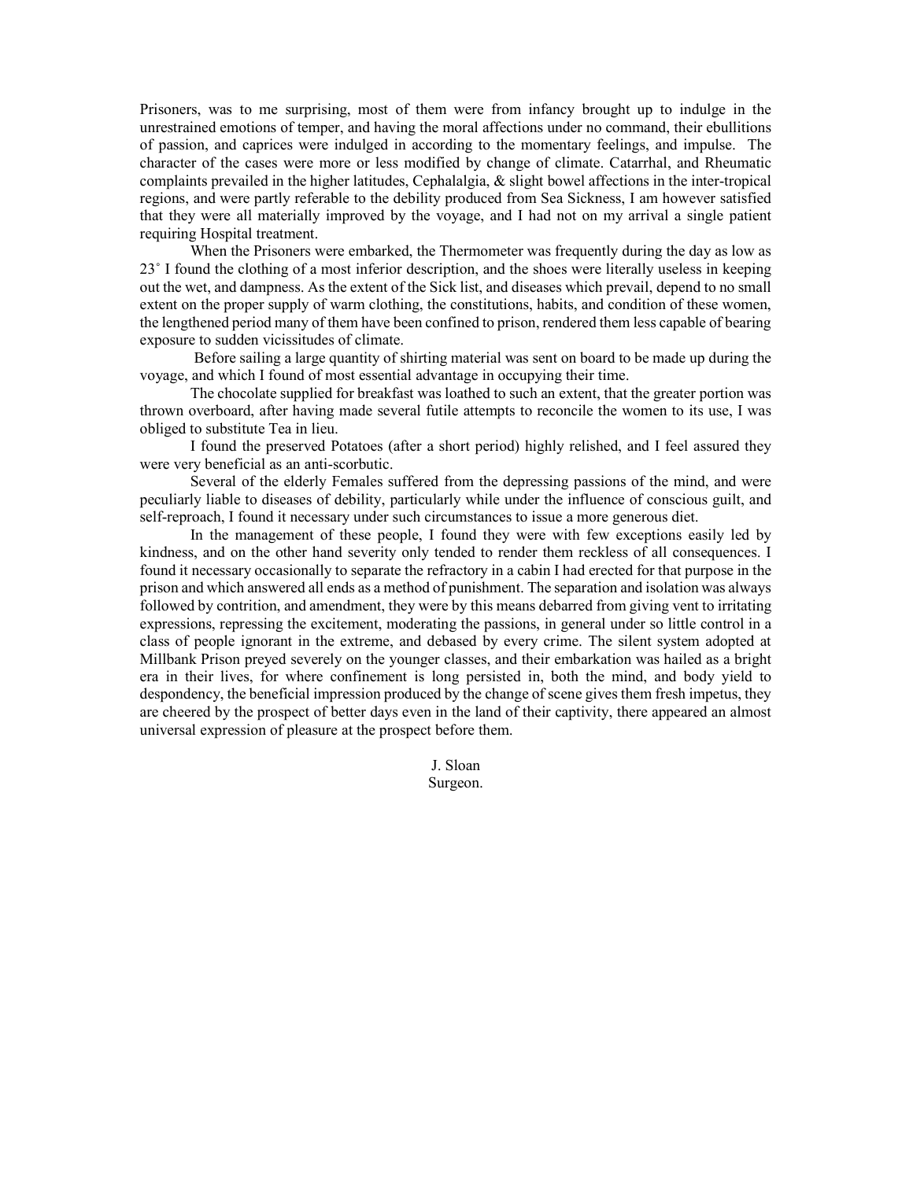Prisoners, was to me surprising, most of them were from infancy brought up to indulge in the unrestrained emotions of temper, and having the moral affections under no command, their ebullitions of passion, and caprices were indulged in according to the momentary feelings, and impulse. The character of the cases were more or less modified by change of climate. Catarrhal, and Rheumatic complaints prevailed in the higher latitudes, Cephalalgia, & slight bowel affections in the inter-tropical regions, and were partly referable to the debility produced from Sea Sickness, I am however satisfied that they were all materially improved by the voyage, and I had not on my arrival a single patient requiring Hospital treatment.

When the Prisoners were embarked, the Thermometer was frequently during the day as low as 23˚ I found the clothing of a most inferior description, and the shoes were literally useless in keeping out the wet, and dampness. As the extent of the Sick list, and diseases which prevail, depend to no small extent on the proper supply of warm clothing, the constitutions, habits, and condition of these women, the lengthened period many of them have been confined to prison, rendered them less capable of bearing exposure to sudden vicissitudes of climate.

Before sailing a large quantity of shirting material was sent on board to be made up during the voyage, and which I found of most essential advantage in occupying their time.

The chocolate supplied for breakfast was loathed to such an extent, that the greater portion was thrown overboard, after having made several futile attempts to reconcile the women to its use, I was obliged to substitute Tea in lieu.

I found the preserved Potatoes (after a short period) highly relished, and I feel assured they were very beneficial as an anti-scorbutic.

Several of the elderly Females suffered from the depressing passions of the mind, and were peculiarly liable to diseases of debility, particularly while under the influence of conscious guilt, and self-reproach, I found it necessary under such circumstances to issue a more generous diet.

In the management of these people, I found they were with few exceptions easily led by kindness, and on the other hand severity only tended to render them reckless of all consequences. I found it necessary occasionally to separate the refractory in a cabin I had erected for that purpose in the prison and which answered all ends as a method of punishment. The separation and isolation was always followed by contrition, and amendment, they were by this means debarred from giving vent to irritating expressions, repressing the excitement, moderating the passions, in general under so little control in a class of people ignorant in the extreme, and debased by every crime. The silent system adopted at Millbank Prison preyed severely on the younger classes, and their embarkation was hailed as a bright era in their lives, for where confinement is long persisted in, both the mind, and body yield to despondency, the beneficial impression produced by the change of scene gives them fresh impetus, they are cheered by the prospect of better days even in the land of their captivity, there appeared an almost universal expression of pleasure at the prospect before them.

J. Sloan
Surgeon.